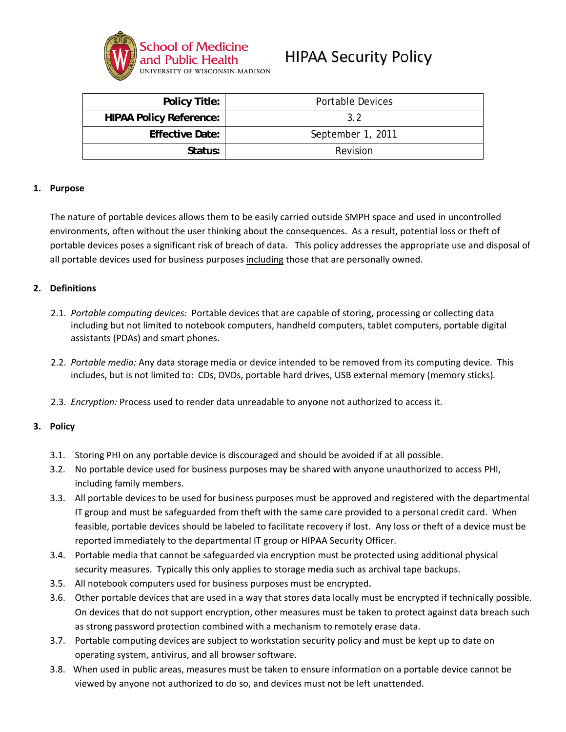School of Medicine and Public Health
UNIVERSITY OF WISCONSIN-MADISON

# HIPAA Security Policy

| **Policy Title:** | Portable Devices |
|---:|:---:|
| **HIPAA Policy Reference:** | 3.2 |
| **Effective Date:** | September 1, 2011 |
| **Status:** | Revision |

## 1. Purpose

The nature of portable devices allows them to be easily carried outside SMPH space and used in uncontrolled environments, often without the user thinking about the consequences. As a result, potential loss or theft of portable devices poses a significant risk of breach of data. This policy addresses the appropriate use and disposal of all portable devices used for business purposes <u>including</u> those that are personally owned.

## 2. Definitions

2.1. *Portable computing devices:* Portable devices that are capable of storing, processing or collecting data including but not limited to notebook computers, handheld computers, tablet computers, portable digital assistants (PDAs) and smart phones.

2.2. *Portable media:* Any data storage media or device intended to be removed from its computing device. This includes, but is not limited to: CDs, DVDs, portable hard drives, USB external memory (memory sticks).

2.3. *Encryption:* Process used to render data unreadable to anyone not authorized to access it.

## 3. Policy

3.1. Storing PHI on any portable device is discouraged and should be avoided if at all possible.

3.2. No portable device used for business purposes may be shared with anyone unauthorized to access PHI, including family members.

3.3. All portable devices to be used for business purposes must be approved and registered with the departmental IT group and must be safeguarded from theft with the same care provided to a personal credit card. When feasible, portable devices should be labeled to facilitate recovery if lost. Any loss or theft of a device must be reported immediately to the departmental IT group or HIPAA Security Officer.

3.4. Portable media that cannot be safeguarded via encryption must be protected using additional physical security measures. Typically this only applies to storage media such as archival tape backups.

3.5. All notebook computers used for business purposes must be encrypted.

3.6. Other portable devices that are used in a way that stores data locally must be encrypted if technically possible. On devices that do not support encryption, other measures must be taken to protect against data breach such as strong password protection combined with a mechanism to remotely erase data.

3.7. Portable computing devices are subject to workstation security policy and must be kept up to date on operating system, antivirus, and all browser software.

3.8. When used in public areas, measures must be taken to ensure information on a portable device cannot be viewed by anyone not authorized to do so, and devices must not be left unattended.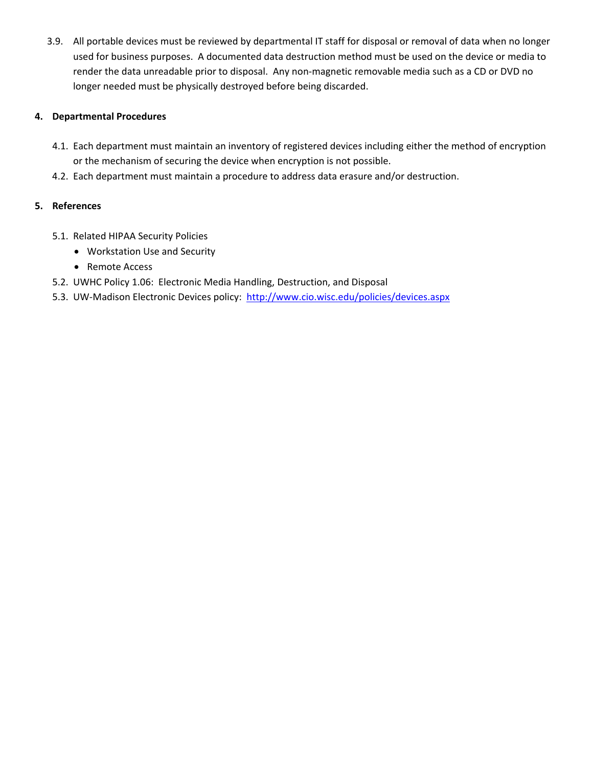3.9. All portable devices must be reviewed by departmental IT staff for disposal or removal of data when no longer used for business purposes. A documented data destruction method must be used on the device or media to render the data unreadable prior to disposal. Any non-magnetic removable media such as a CD or DVD no longer needed must be physically destroyed before being discarded.

## 4. Departmental Procedures

4.1. Each department must maintain an inventory of registered devices including either the method of encryption or the mechanism of securing the device when encryption is not possible.

4.2. Each department must maintain a procedure to address data erasure and/or destruction.

## 5. References

5.1. Related HIPAA Security Policies

- Workstation Use and Security
- Remote Access

5.2. UWHC Policy 1.06: Electronic Media Handling, Destruction, and Disposal

5.3. UW-Madison Electronic Devices policy: [http://www.cio.wisc.edu/policies/devices.aspx](http://www.cio.wisc.edu/policies/devices.aspx)